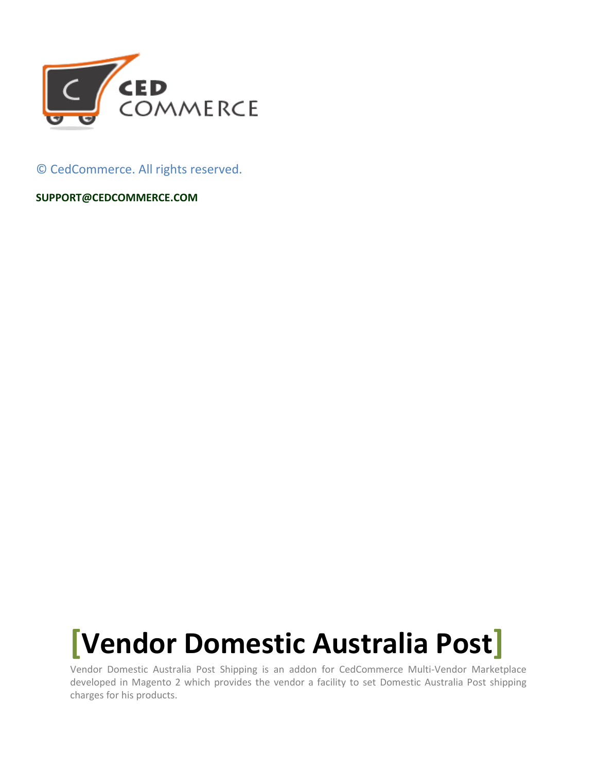© CedCommerce. All rights reserved.

**SUPPORT@CEDCOMMERCE.COM**

# [Vendor Domestic Australia Post]

Vendor Domestic Australia Post Shipping is an addon for CedCommerce Multi-Vendor Marketplace developed in Magento 2 which provides the vendor a facility to set Domestic Australia Post shipping charges for his products.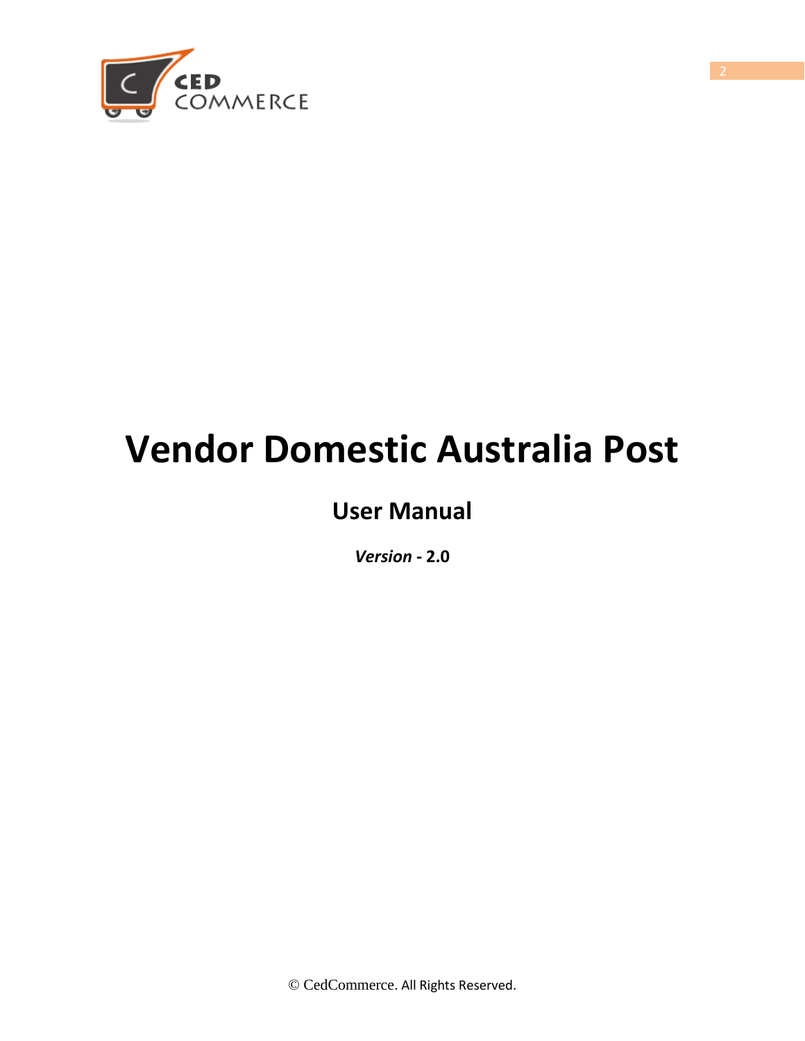# Vendor Domestic Australia Post

## User Manual

***Version* - 2.0**

© CedCommerce. All Rights Reserved.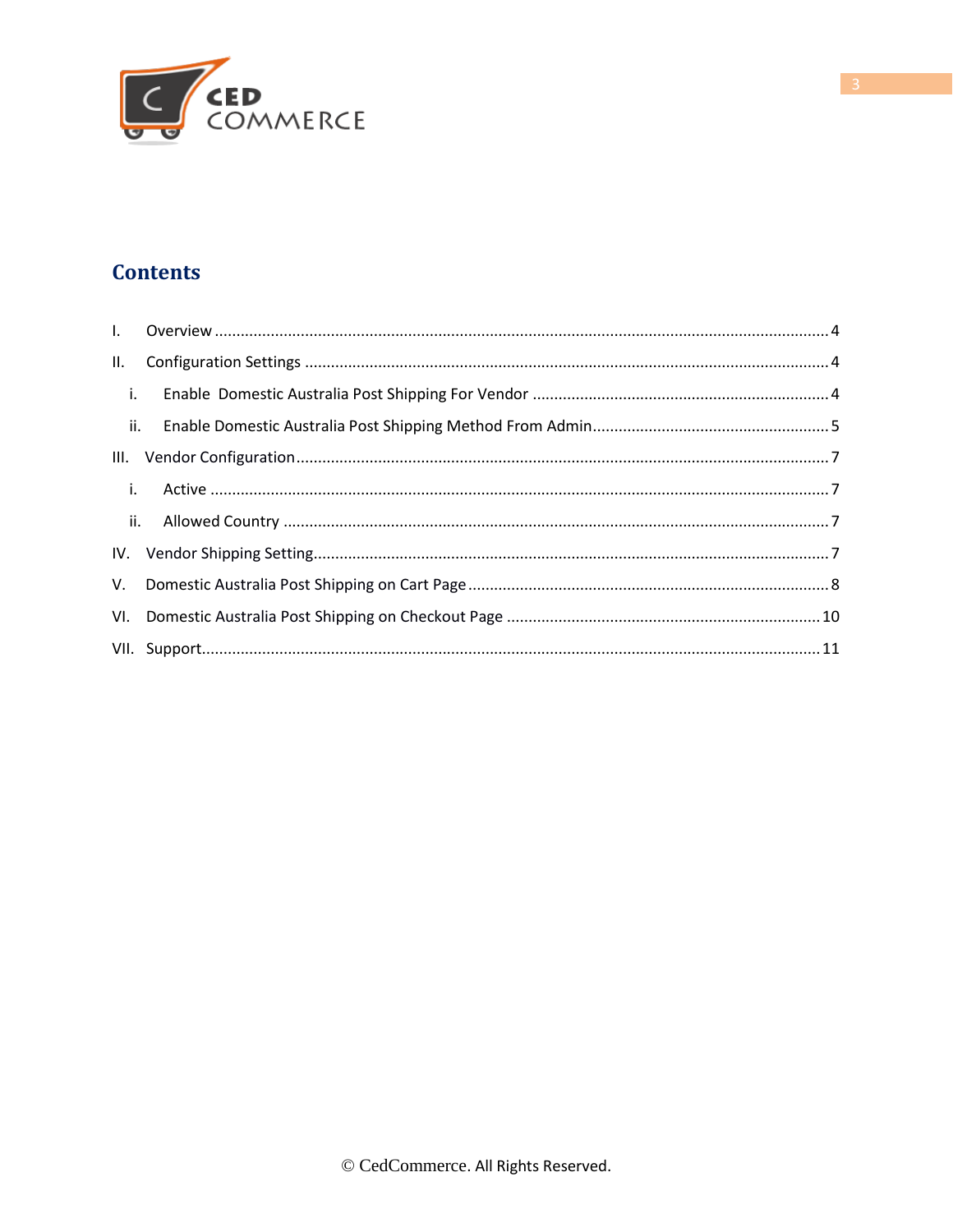# Contents

I. Overview .... 4

II. Configuration Settings .... 4

- i. Enable Domestic Australia Post Shipping For Vendor .... 4
- ii. Enable Domestic Australia Post Shipping Method From Admin .... 5

III. Vendor Configuration .... 7

- i. Active .... 7
- ii. Allowed Country .... 7

IV. Vendor Shipping Setting .... 7

V. Domestic Australia Post Shipping on Cart Page .... 8

VI. Domestic Australia Post Shipping on Checkout Page .... 10

VII. Support .... 11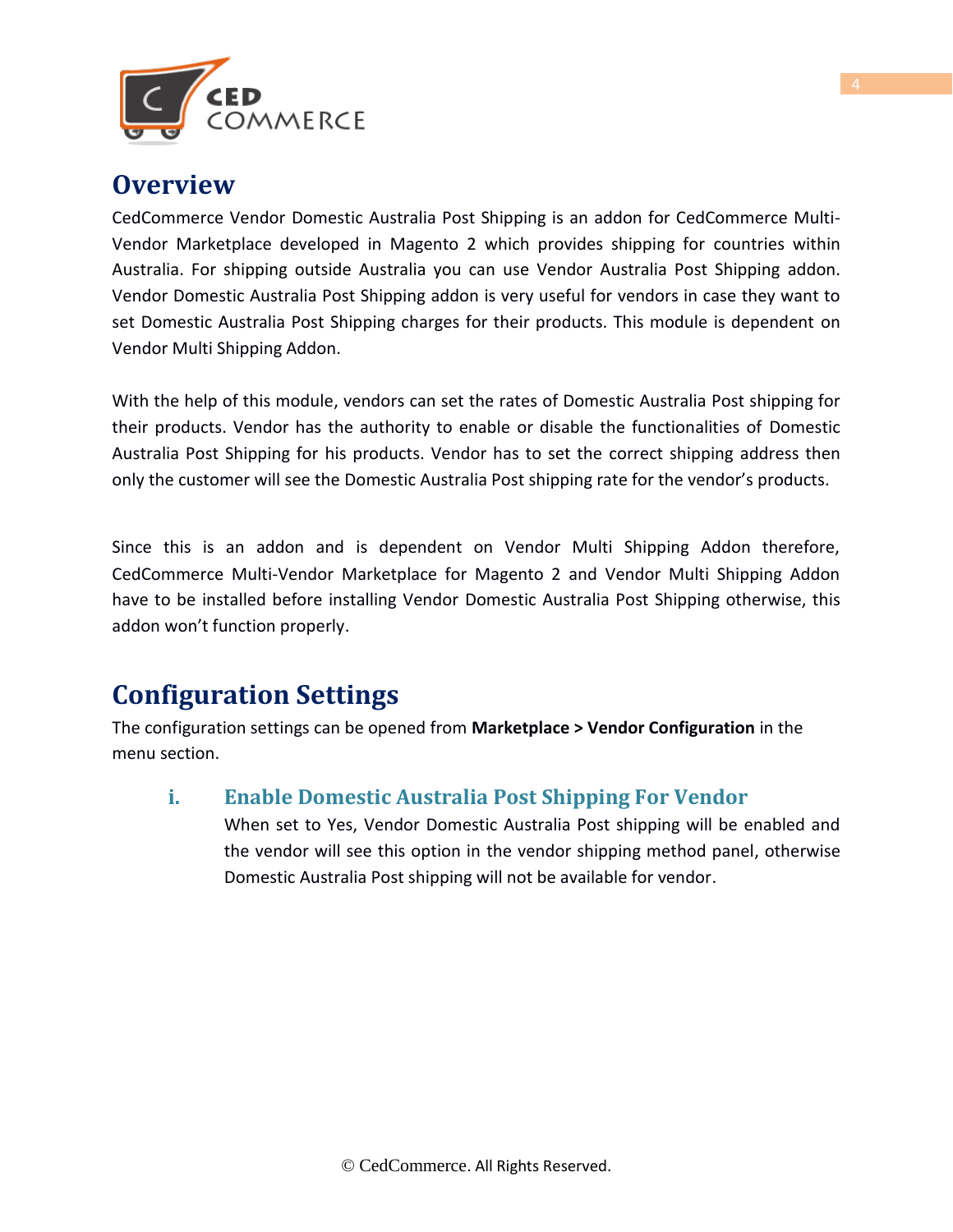## Overview

CedCommerce Vendor Domestic Australia Post Shipping is an addon for CedCommerce Multi-Vendor Marketplace developed in Magento 2 which provides shipping for countries within Australia. For shipping outside Australia you can use Vendor Australia Post Shipping addon. Vendor Domestic Australia Post Shipping addon is very useful for vendors in case they want to set Domestic Australia Post Shipping charges for their products. This module is dependent on Vendor Multi Shipping Addon.

With the help of this module, vendors can set the rates of Domestic Australia Post shipping for their products. Vendor has the authority to enable or disable the functionalities of Domestic Australia Post Shipping for his products. Vendor has to set the correct shipping address then only the customer will see the Domestic Australia Post shipping rate for the vendor's products.

Since this is an addon and is dependent on Vendor Multi Shipping Addon therefore, CedCommerce Multi-Vendor Marketplace for Magento 2 and Vendor Multi Shipping Addon have to be installed before installing Vendor Domestic Australia Post Shipping otherwise, this addon won't function properly.

## Configuration Settings

The configuration settings can be opened from **Marketplace > Vendor Configuration** in the menu section.

### i. Enable Domestic Australia Post Shipping For Vendor

When set to Yes, Vendor Domestic Australia Post shipping will be enabled and the vendor will see this option in the vendor shipping method panel, otherwise Domestic Australia Post shipping will not be available for vendor.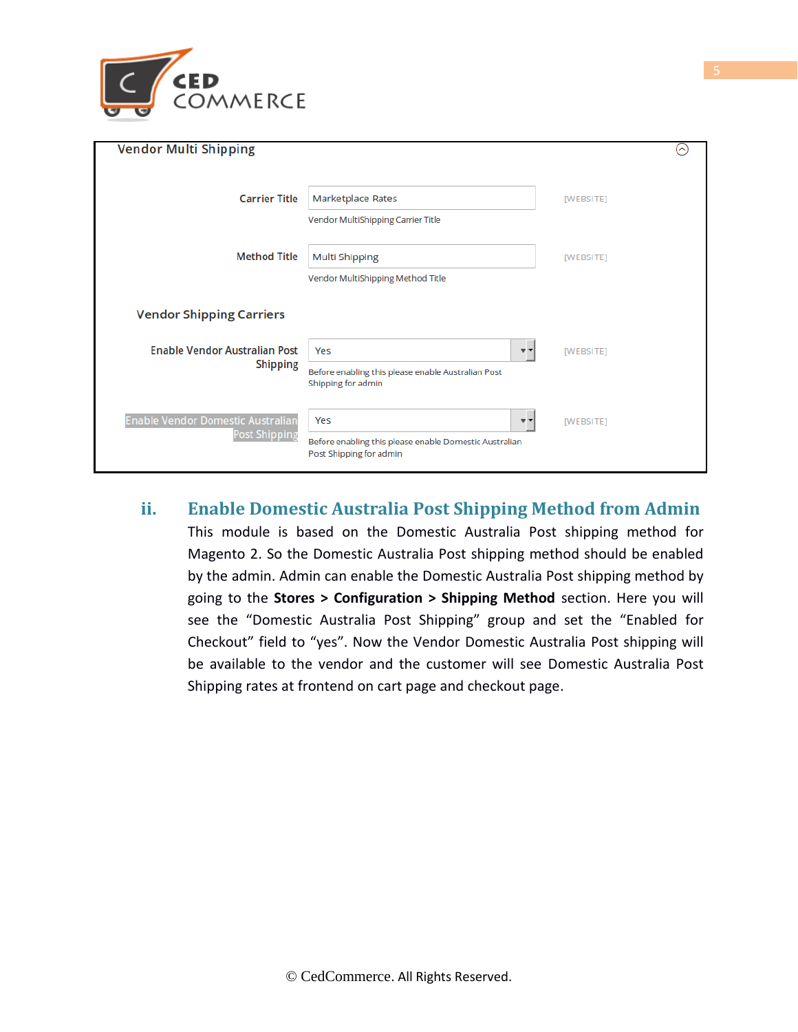Vendor Multi Shipping

| | | |
|---|---|---|
| Carrier Title | Marketplace Rates<br>Vendor MultiShipping Carrier Title | [WEBSITE] |
| Method Title | Multi Shipping<br>Vendor MultiShipping Method Title | [WEBSITE] |

Vendor Shipping Carriers

| | | |
|---|---|---|
| Enable Vendor Australian Post Shipping | Yes<br>Before enabling this please enable Australian Post Shipping for admin | [WEBSITE] |
| Enable Vendor Domestic Australian Post Shipping | Yes<br>Before enabling this please enable Domestic Australian Post Shipping for admin | [WEBSITE] |

### ii. Enable Domestic Australia Post Shipping Method from Admin

This module is based on the Domestic Australia Post shipping method for Magento 2. So the Domestic Australia Post shipping method should be enabled by the admin. Admin can enable the Domestic Australia Post shipping method by going to the **Stores > Configuration > Shipping Method** section. Here you will see the "Domestic Australia Post Shipping" group and set the "Enabled for Checkout" field to "yes". Now the Vendor Domestic Australia Post shipping will be available to the vendor and the customer will see Domestic Australia Post Shipping rates at frontend on cart page and checkout page.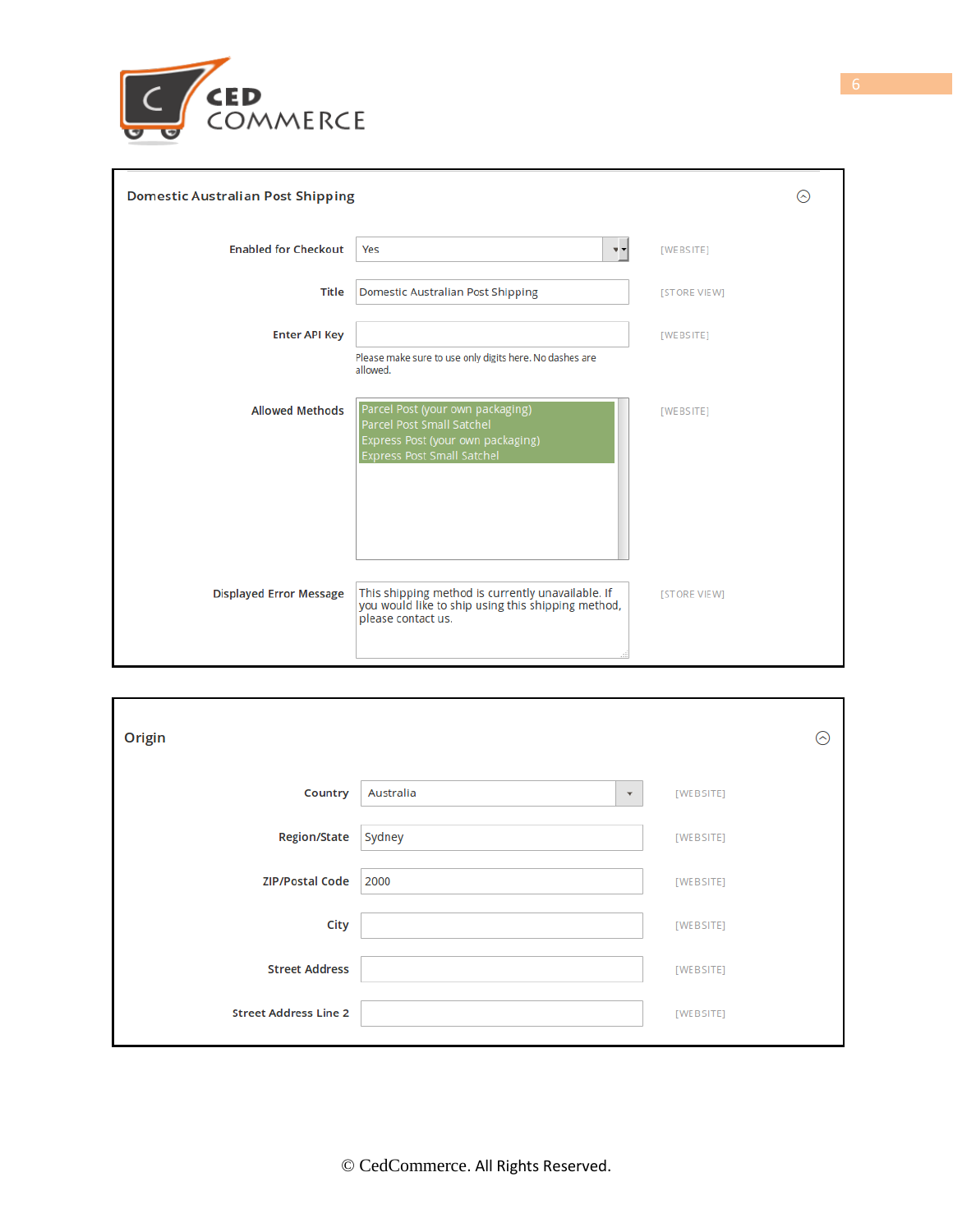## Domestic Australian Post Shipping

| Field | Value | Scope |
|---|---|---|
| Enabled for Checkout | Yes | [WEBSITE] |
| Title | Domestic Australian Post Shipping | [STORE VIEW] |
| Enter API Key | | [WEBSITE] |
| | Please make sure to use only digits here. No dashes are allowed. | |
| Allowed Methods | Parcel Post (your own packaging)<br>Parcel Post Small Satchel<br>Express Post (your own packaging)<br>Express Post Small Satchel | [WEBSITE] |
| Displayed Error Message | This shipping method is currently unavailable. If you would like to ship using this shipping method, please contact us. | [STORE VIEW] |

## Origin

| Field | Value | Scope |
|---|---|---|
| Country | Australia | [WEBSITE] |
| Region/State | Sydney | [WEBSITE] |
| ZIP/Postal Code | 2000 | [WEBSITE] |
| City | | [WEBSITE] |
| Street Address | | [WEBSITE] |
| Street Address Line 2 | | [WEBSITE] |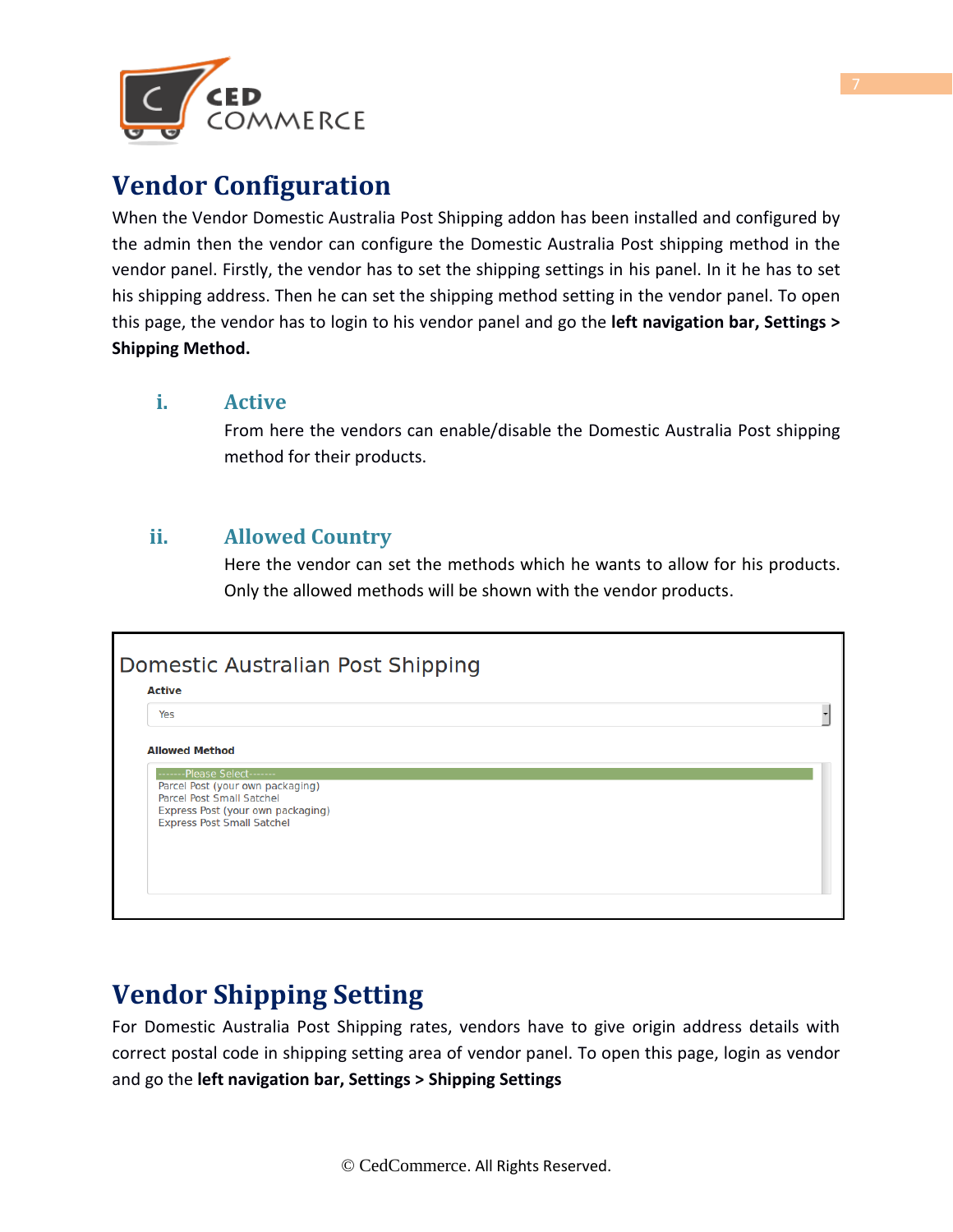## Vendor Configuration

When the Vendor Domestic Australia Post Shipping addon has been installed and configured by the admin then the vendor can configure the Domestic Australia Post shipping method in the vendor panel. Firstly, the vendor has to set the shipping settings in his panel. In it he has to set his shipping address. Then he can set the shipping method setting in the vendor panel. To open this page, the vendor has to login to his vendor panel and go the **left navigation bar, Settings > Shipping Method.**

### i. Active

From here the vendors can enable/disable the Domestic Australia Post shipping method for their products.

### ii. Allowed Country

Here the vendor can set the methods which he wants to allow for his products. Only the allowed methods will be shown with the vendor products.

Domestic Australian Post Shipping

**Active**

Yes

**Allowed Method**

-------Please Select-------
Parcel Post (your own packaging)
Parcel Post Small Satchel
Express Post (your own packaging)
Express Post Small Satchel

## Vendor Shipping Setting

For Domestic Australia Post Shipping rates, vendors have to give origin address details with correct postal code in shipping setting area of vendor panel. To open this page, login as vendor and go the **left navigation bar, Settings > Shipping Settings**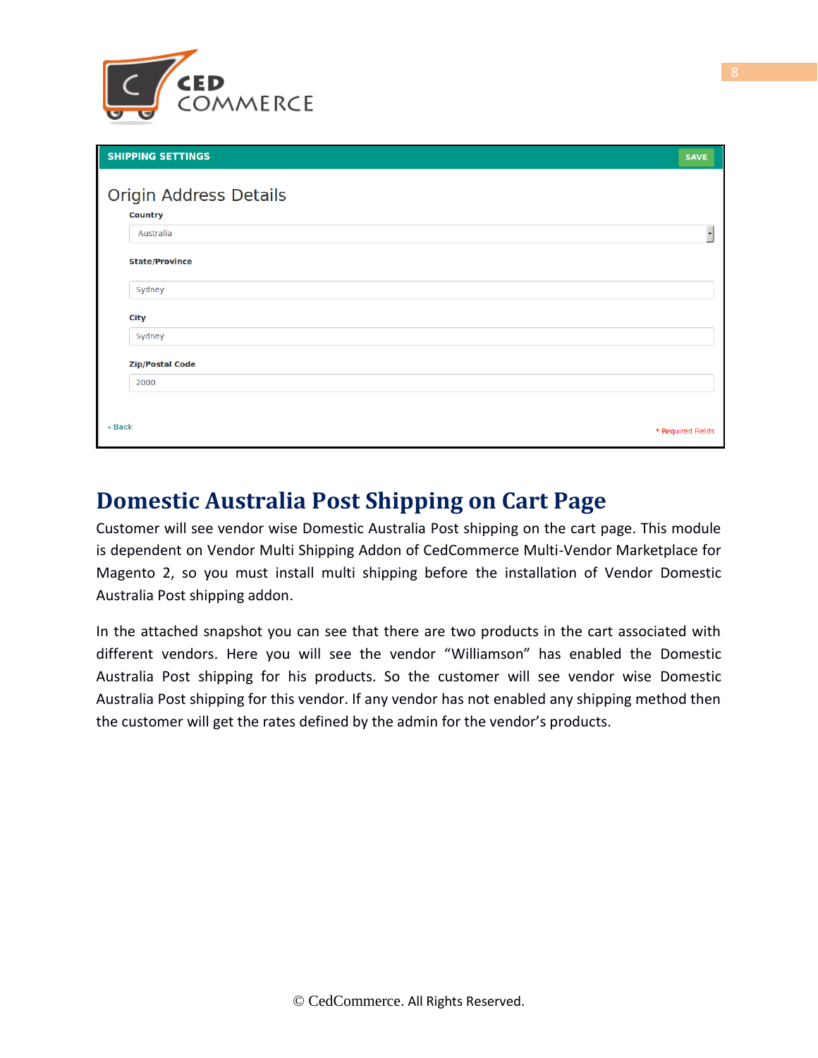SHIPPING SETTINGS

SAVE

Origin Address Details

Country

Australia

State/Province

Sydney

City

Sydney

Zip/Postal Code

2000

« Back

* Required Fields

## Domestic Australia Post Shipping on Cart Page

Customer will see vendor wise Domestic Australia Post shipping on the cart page. This module is dependent on Vendor Multi Shipping Addon of CedCommerce Multi-Vendor Marketplace for Magento 2, so you must install multi shipping before the installation of Vendor Domestic Australia Post shipping addon.

In the attached snapshot you can see that there are two products in the cart associated with different vendors. Here you will see the vendor "Williamson" has enabled the Domestic Australia Post shipping for his products. So the customer will see vendor wise Domestic Australia Post shipping for this vendor. If any vendor has not enabled any shipping method then the customer will get the rates defined by the admin for the vendor's products.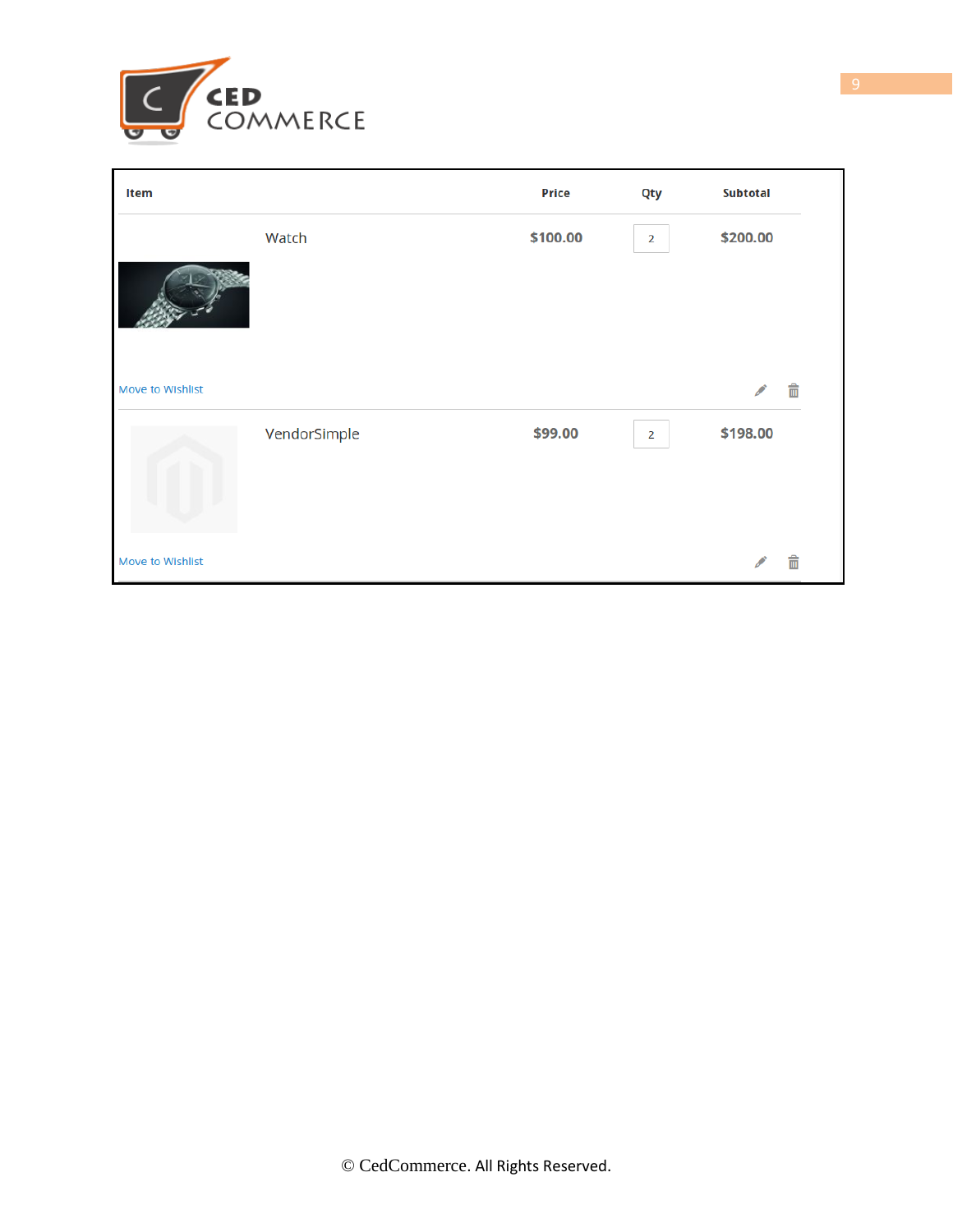| Item | | Price | Qty | Subtotal |
|---|---|---|---|---|
| | Watch | $100.00 | 2 | $200.00 |
| Move to Wishlist | | | | |
| | VendorSimple | $99.00 | 2 | $198.00 |
| Move to Wishlist | | | | |

© CedCommerce. All Rights Reserved.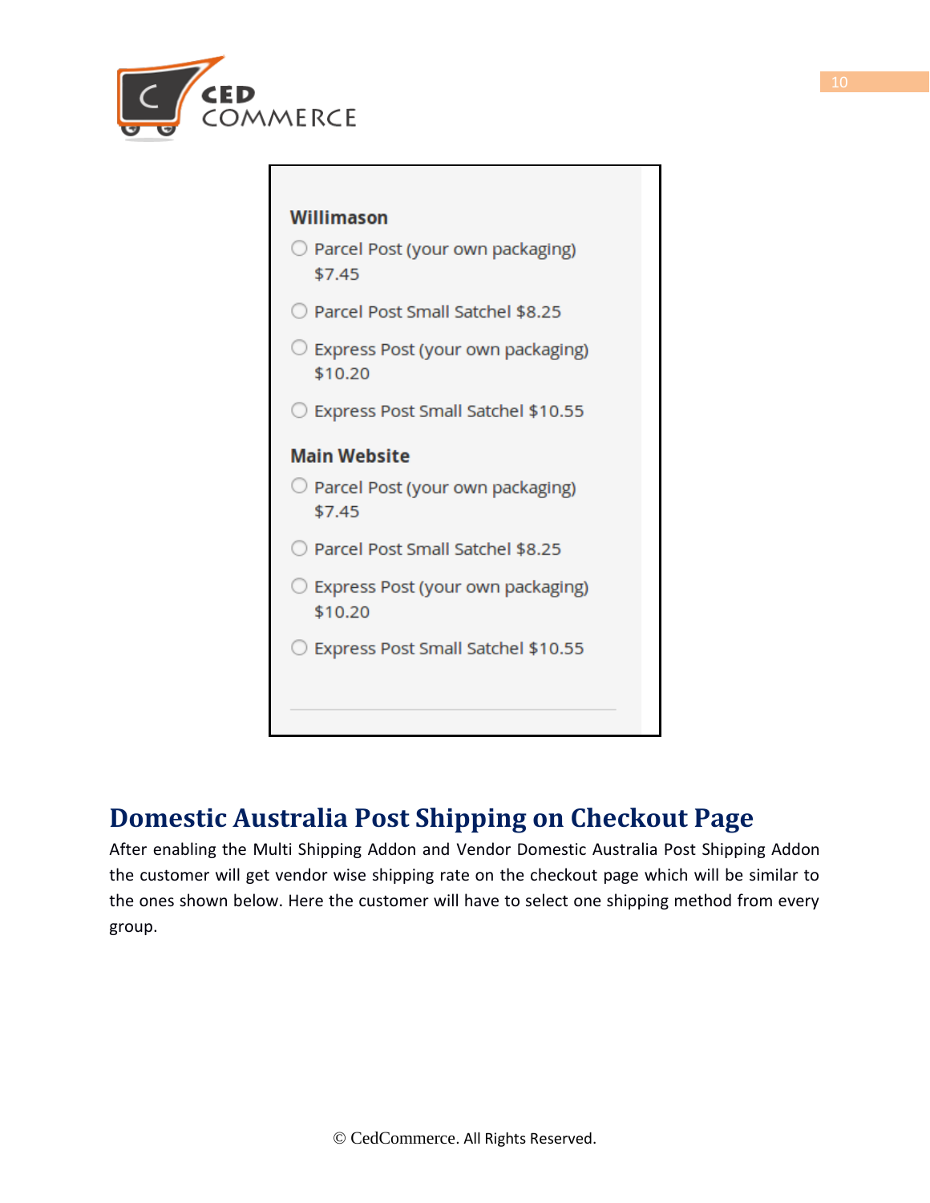**Willimason**

- Parcel Post (your own packaging) $7.45
- Parcel Post Small Satchel $8.25
- Express Post (your own packaging) $10.20
- Express Post Small Satchel $10.55

**Main Website**

- Parcel Post (your own packaging) $7.45
- Parcel Post Small Satchel $8.25
- Express Post (your own packaging) $10.20
- Express Post Small Satchel $10.55

## Domestic Australia Post Shipping on Checkout Page

After enabling the Multi Shipping Addon and Vendor Domestic Australia Post Shipping Addon the customer will get vendor wise shipping rate on the checkout page which will be similar to the ones shown below. Here the customer will have to select one shipping method from every group.

© CedCommerce. All Rights Reserved.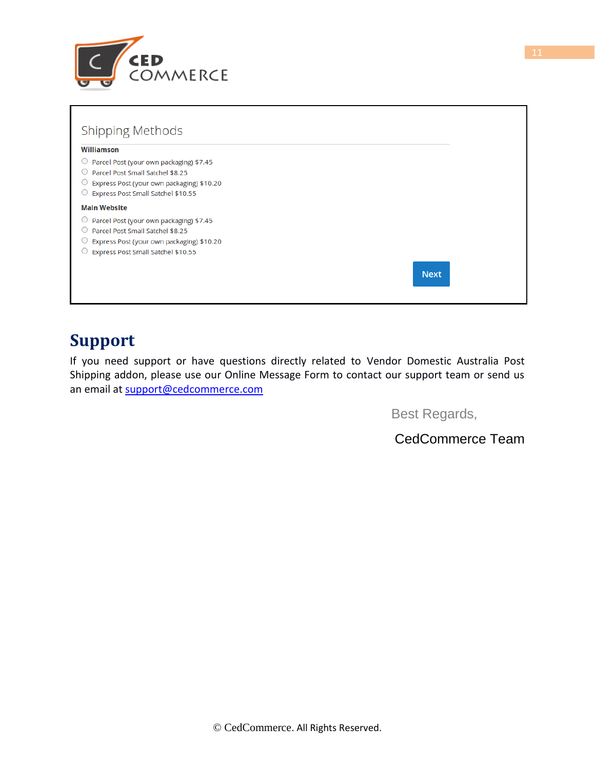Shipping Methods

**Williamson**

- Parcel Post (your own packaging) $7.45
- Parcel Post Small Satchel $8.25
- Express Post (your own packaging) $10.20
- Express Post Small Satchel $10.55

**Main Website**

- Parcel Post (your own packaging) $7.45
- Parcel Post Small Satchel $8.25
- Express Post (your own packaging) $10.20
- Express Post Small Satchel $10.55

Next

# Support

If you need support or have questions directly related to Vendor Domestic Australia Post Shipping addon, please use our Online Message Form to contact our support team or send us an email at support@cedcommerce.com

Best Regards,

CedCommerce Team

© CedCommerce. All Rights Reserved.